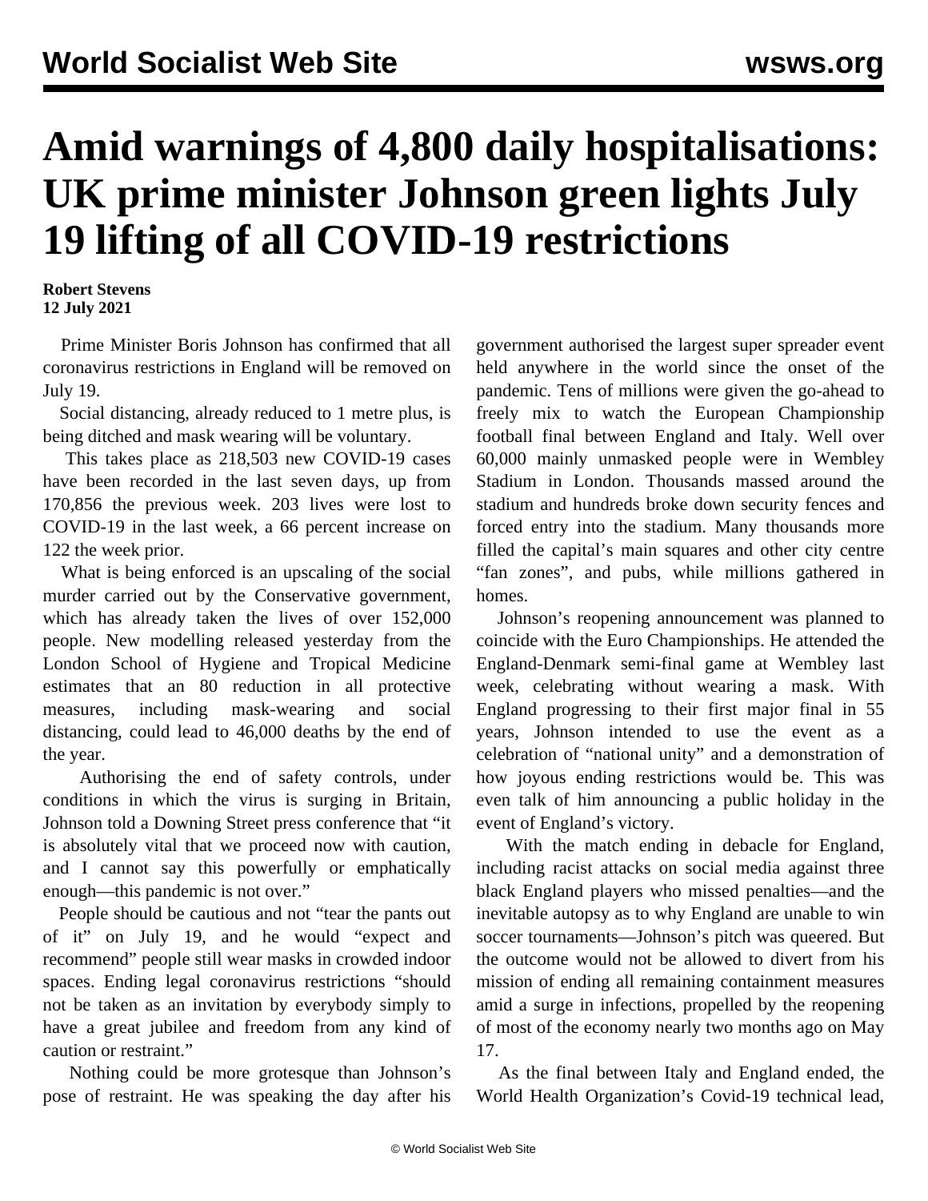# Amid warnings of 4,800 daily hospitalisations: UK prime minister Johnson green lights July 19 lifting of all COVID-19 restrictions

**Robert Stevens**
**12 July 2021**

Prime Minister Boris Johnson has confirmed that all coronavirus restrictions in England will be removed on July 19.

Social distancing, already reduced to 1 metre plus, is being ditched and mask wearing will be voluntary.

This takes place as 218,503 new COVID-19 cases have been recorded in the last seven days, up from 170,856 the previous week. 203 lives were lost to COVID-19 in the last week, a 66 percent increase on 122 the week prior.

What is being enforced is an upscaling of the social murder carried out by the Conservative government, which has already taken the lives of over 152,000 people. New modelling released yesterday from the London School of Hygiene and Tropical Medicine estimates that an 80 reduction in all protective measures, including mask-wearing and social distancing, could lead to 46,000 deaths by the end of the year.

Authorising the end of safety controls, under conditions in which the virus is surging in Britain, Johnson told a Downing Street press conference that "it is absolutely vital that we proceed now with caution, and I cannot say this powerfully or emphatically enough—this pandemic is not over."

People should be cautious and not "tear the pants out of it" on July 19, and he would "expect and recommend" people still wear masks in crowded indoor spaces. Ending legal coronavirus restrictions "should not be taken as an invitation by everybody simply to have a great jubilee and freedom from any kind of caution or restraint."

Nothing could be more grotesque than Johnson's pose of restraint. He was speaking the day after his government authorised the largest super spreader event held anywhere in the world since the onset of the pandemic. Tens of millions were given the go-ahead to freely mix to watch the European Championship football final between England and Italy. Well over 60,000 mainly unmasked people were in Wembley Stadium in London. Thousands massed around the stadium and hundreds broke down security fences and forced entry into the stadium. Many thousands more filled the capital's main squares and other city centre "fan zones", and pubs, while millions gathered in homes.

Johnson's reopening announcement was planned to coincide with the Euro Championships. He attended the England-Denmark semi-final game at Wembley last week, celebrating without wearing a mask. With England progressing to their first major final in 55 years, Johnson intended to use the event as a celebration of "national unity" and a demonstration of how joyous ending restrictions would be. This was even talk of him announcing a public holiday in the event of England's victory.

With the match ending in debacle for England, including racist attacks on social media against three black England players who missed penalties—and the inevitable autopsy as to why England are unable to win soccer tournaments—Johnson's pitch was queered. But the outcome would not be allowed to divert from his mission of ending all remaining containment measures amid a surge in infections, propelled by the reopening of most of the economy nearly two months ago on May 17.

As the final between Italy and England ended, the World Health Organization's Covid-19 technical lead,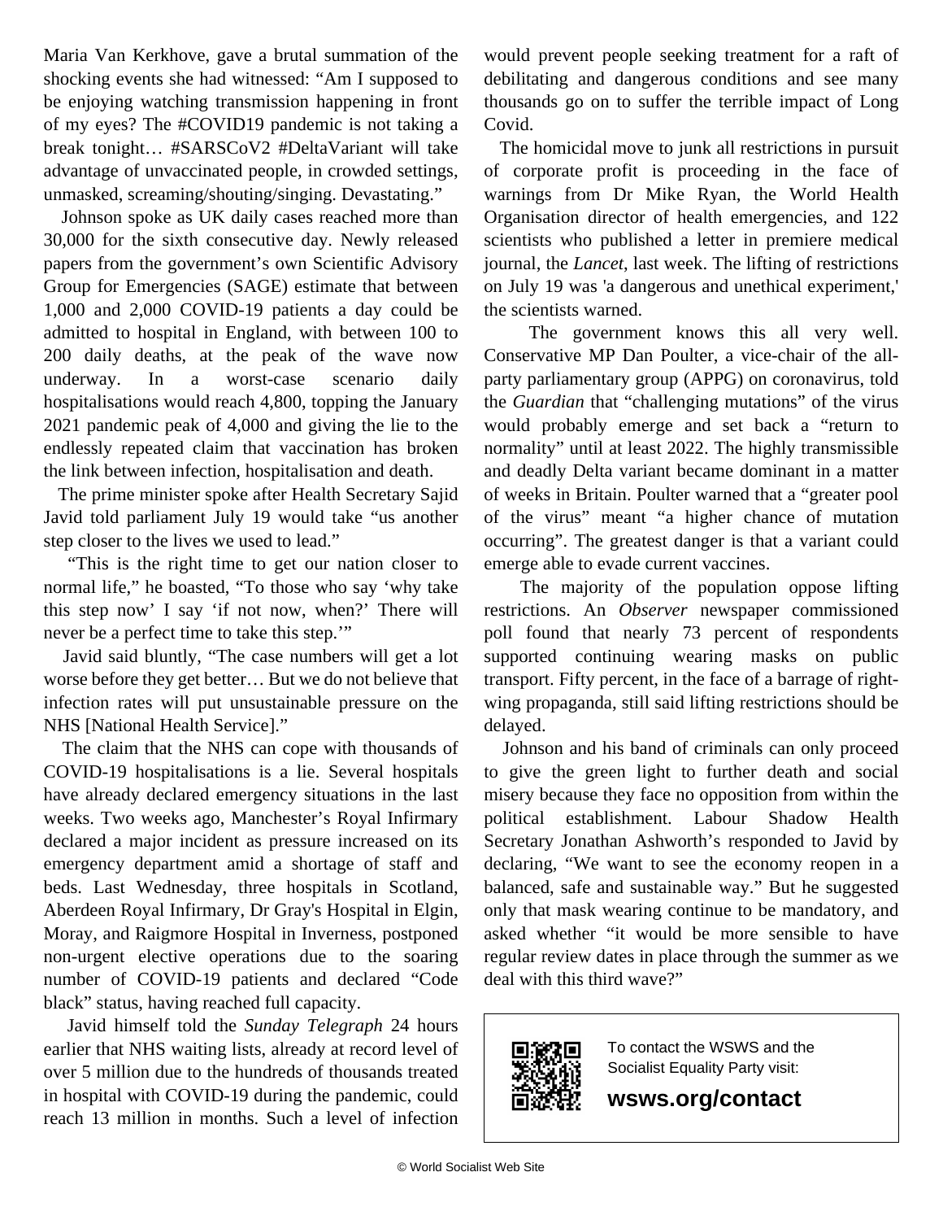Maria Van Kerkhove, gave a brutal summation of the shocking events she had witnessed: "Am I supposed to be enjoying watching transmission happening in front of my eyes? The #COVID19 pandemic is not taking a break tonight… #SARSCoV2 #DeltaVariant will take advantage of unvaccinated people, in crowded settings, unmasked, screaming/shouting/singing. Devastating."

Johnson spoke as UK daily cases reached more than 30,000 for the sixth consecutive day. Newly released papers from the government's own Scientific Advisory Group for Emergencies (SAGE) estimate that between 1,000 and 2,000 COVID-19 patients a day could be admitted to hospital in England, with between 100 to 200 daily deaths, at the peak of the wave now underway. In a worst-case scenario daily hospitalisations would reach 4,800, topping the January 2021 pandemic peak of 4,000 and giving the lie to the endlessly repeated claim that vaccination has broken the link between infection, hospitalisation and death.

The prime minister spoke after Health Secretary Sajid Javid told parliament July 19 would take "us another step closer to the lives we used to lead."

"This is the right time to get our nation closer to normal life," he boasted, "To those who say 'why take this step now' I say 'if not now, when?' There will never be a perfect time to take this step.'"

Javid said bluntly, "The case numbers will get a lot worse before they get better… But we do not believe that infection rates will put unsustainable pressure on the NHS [National Health Service]."

The claim that the NHS can cope with thousands of COVID-19 hospitalisations is a lie. Several hospitals have already declared emergency situations in the last weeks. Two weeks ago, Manchester's Royal Infirmary declared a major incident as pressure increased on its emergency department amid a shortage of staff and beds. Last Wednesday, three hospitals in Scotland, Aberdeen Royal Infirmary, Dr Gray's Hospital in Elgin, Moray, and Raigmore Hospital in Inverness, postponed non-urgent elective operations due to the soaring number of COVID-19 patients and declared "Code black" status, having reached full capacity.

Javid himself told the *Sunday Telegraph* 24 hours earlier that NHS waiting lists, already at record level of over 5 million due to the hundreds of thousands treated in hospital with COVID-19 during the pandemic, could reach 13 million in months. Such a level of infection would prevent people seeking treatment for a raft of debilitating and dangerous conditions and see many thousands go on to suffer the terrible impact of Long Covid.

The homicidal move to junk all restrictions in pursuit of corporate profit is proceeding in the face of warnings from Dr Mike Ryan, the World Health Organisation director of health emergencies, and 122 scientists who published a letter in premiere medical journal, the *Lancet*, last week. The lifting of restrictions on July 19 was 'a dangerous and unethical experiment,' the scientists warned.

The government knows this all very well. Conservative MP Dan Poulter, a vice-chair of the all-party parliamentary group (APPG) on coronavirus, told the *Guardian* that "challenging mutations" of the virus would probably emerge and set back a "return to normality" until at least 2022. The highly transmissible and deadly Delta variant became dominant in a matter of weeks in Britain. Poulter warned that a "greater pool of the virus" meant "a higher chance of mutation occurring". The greatest danger is that a variant could emerge able to evade current vaccines.

The majority of the population oppose lifting restrictions. An *Observer* newspaper commissioned poll found that nearly 73 percent of respondents supported continuing wearing masks on public transport. Fifty percent, in the face of a barrage of right-wing propaganda, still said lifting restrictions should be delayed.

Johnson and his band of criminals can only proceed to give the green light to further death and social misery because they face no opposition from within the political establishment. Labour Shadow Health Secretary Jonathan Ashworth's responded to Javid by declaring, "We want to see the economy reopen in a balanced, safe and sustainable way." But he suggested only that mask wearing continue to be mandatory, and asked whether "it would be more sensible to have regular review dates in place through the summer as we deal with this third wave?"

To contact the WSWS and the Socialist Equality Party visit:

**wsws.org/contact**